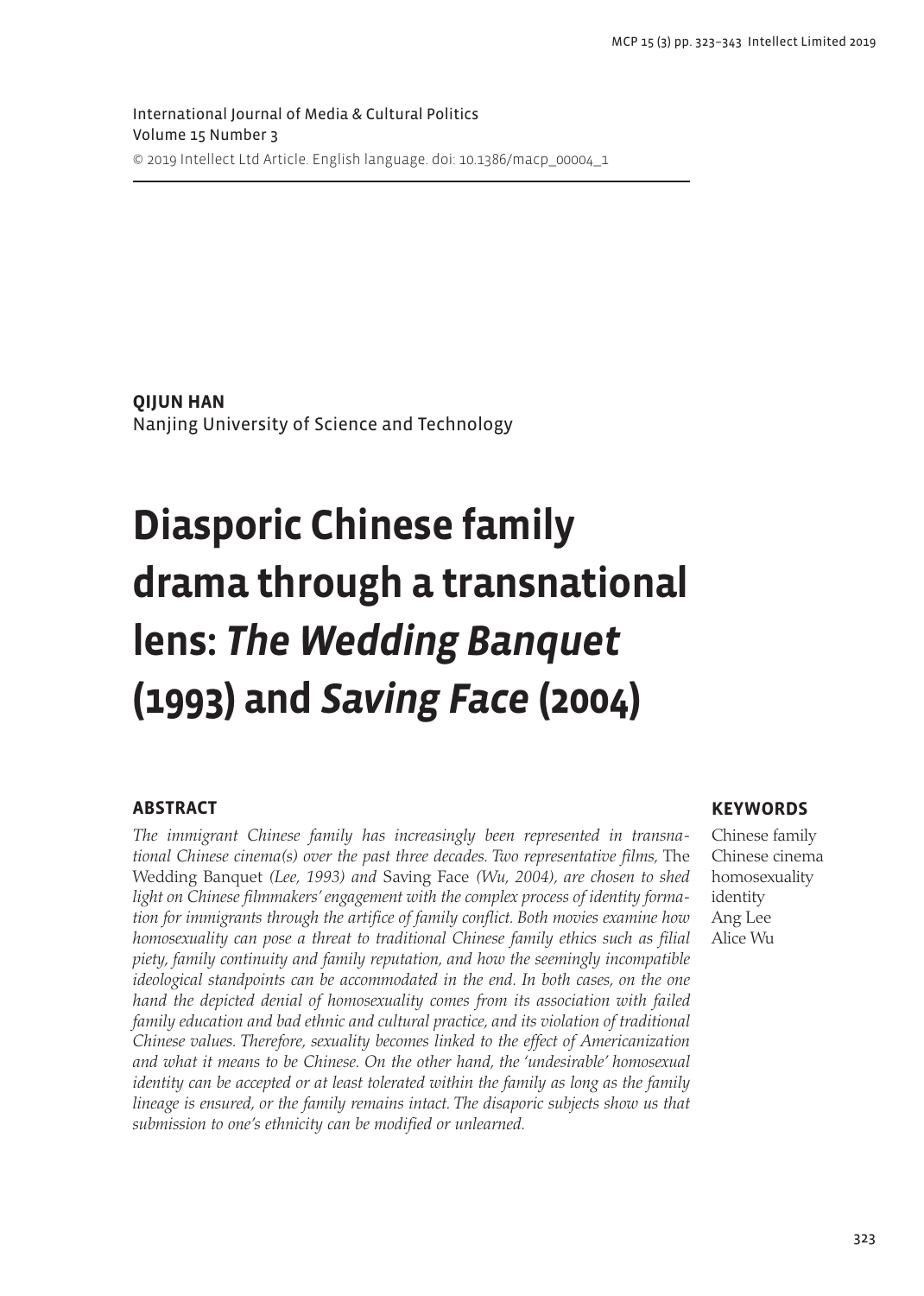International Journal of Media & Cultural Politics
Volume 15 Number 3
© 2019 Intellect Ltd Article. English language. doi: 10.1386/macp_00004_1

**QIJUN HAN**
Nanjing University of Science and Technology

# Diasporic Chinese family drama through a transnational lens: *The Wedding Banquet* (1993) and *Saving Face* (2004)

## ABSTRACT

*The immigrant Chinese family has increasingly been represented in transnational Chinese cinema(s) over the past three decades. Two representative films,* The Wedding Banquet *(Lee, 1993) and* Saving Face *(Wu, 2004), are chosen to shed light on Chinese filmmakers' engagement with the complex process of identity formation for immigrants through the artifice of family conflict. Both movies examine how homosexuality can pose a threat to traditional Chinese family ethics such as filial piety, family continuity and family reputation, and how the seemingly incompatible ideological standpoints can be accommodated in the end. In both cases, on the one hand the depicted denial of homosexuality comes from its association with failed family education and bad ethnic and cultural practice, and its violation of traditional Chinese values. Therefore, sexuality becomes linked to the effect of Americanization and what it means to be Chinese. On the other hand, the 'undesirable' homosexual identity can be accepted or at least tolerated within the family as long as the family lineage is ensured, or the family remains intact. The disaporic subjects show us that submission to one's ethnicity can be modified or unlearned.*

## KEYWORDS

Chinese family
Chinese cinema
homosexuality
identity
Ang Lee
Alice Wu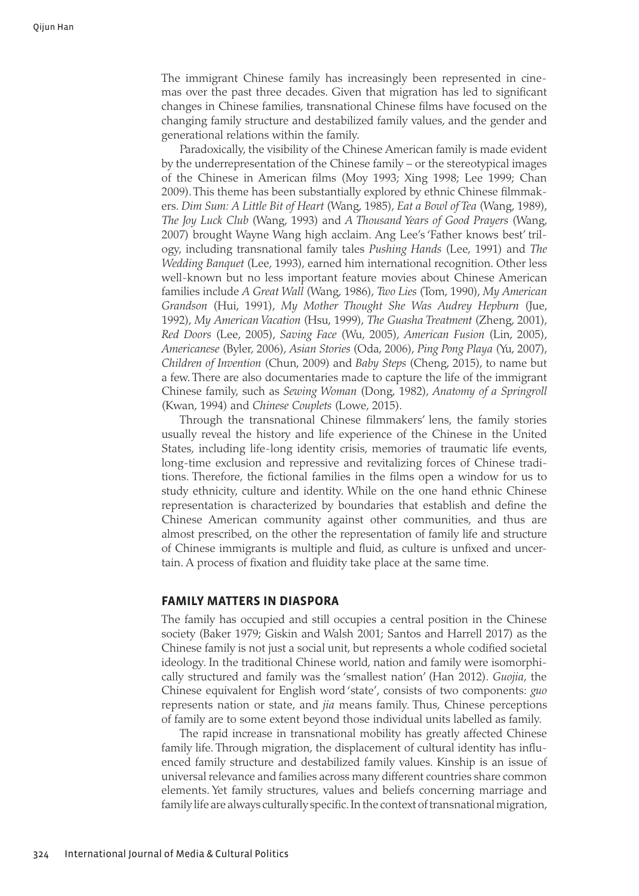The immigrant Chinese family has increasingly been represented in cinemas over the past three decades. Given that migration has led to significant changes in Chinese families, transnational Chinese films have focused on the changing family structure and destabilized family values, and the gender and generational relations within the family.

Paradoxically, the visibility of the Chinese American family is made evident by the underrepresentation of the Chinese family – or the stereotypical images of the Chinese in American films (Moy 1993; Xing 1998; Lee 1999; Chan 2009). This theme has been substantially explored by ethnic Chinese filmmakers. *Dim Sum: A Little Bit of Heart* (Wang, 1985), *Eat a Bowl of Tea* (Wang, 1989), *The Joy Luck Club* (Wang, 1993) and *A Thousand Years of Good Prayers* (Wang, 2007) brought Wayne Wang high acclaim. Ang Lee's 'Father knows best' trilogy, including transnational family tales *Pushing Hands* (Lee, 1991) and *The Wedding Banquet* (Lee, 1993), earned him international recognition. Other less well-known but no less important feature movies about Chinese American families include *A Great Wall* (Wang, 1986), *Two Lies* (Tom, 1990), *My American Grandson* (Hui, 1991), *My Mother Thought She Was Audrey Hepburn* (Jue, 1992), *My American Vacation* (Hsu, 1999), *The Guasha Treatment* (Zheng, 2001), *Red Doors* (Lee, 2005), *Saving Face* (Wu, 2005), *American Fusion* (Lin, 2005), *Americanese* (Byler, 2006), *Asian Stories* (Oda, 2006), *Ping Pong Playa* (Yu, 2007), *Children of Invention* (Chun, 2009) and *Baby Steps* (Cheng, 2015), to name but a few. There are also documentaries made to capture the life of the immigrant Chinese family, such as *Sewing Woman* (Dong, 1982), *Anatomy of a Springroll* (Kwan, 1994) and *Chinese Couplets* (Lowe, 2015).

Through the transnational Chinese filmmakers' lens, the family stories usually reveal the history and life experience of the Chinese in the United States, including life-long identity crisis, memories of traumatic life events, long-time exclusion and repressive and revitalizing forces of Chinese traditions. Therefore, the fictional families in the films open a window for us to study ethnicity, culture and identity. While on the one hand ethnic Chinese representation is characterized by boundaries that establish and define the Chinese American community against other communities, and thus are almost prescribed, on the other the representation of family life and structure of Chinese immigrants is multiple and fluid, as culture is unfixed and uncertain. A process of fixation and fluidity take place at the same time.

## FAMILY MATTERS IN DIASPORA

The family has occupied and still occupies a central position in the Chinese society (Baker 1979; Giskin and Walsh 2001; Santos and Harrell 2017) as the Chinese family is not just a social unit, but represents a whole codified societal ideology. In the traditional Chinese world, nation and family were isomorphically structured and family was the 'smallest nation' (Han 2012). *Guojia*, the Chinese equivalent for English word 'state', consists of two components: *guo* represents nation or state, and *jia* means family. Thus, Chinese perceptions of family are to some extent beyond those individual units labelled as family.

The rapid increase in transnational mobility has greatly affected Chinese family life. Through migration, the displacement of cultural identity has influenced family structure and destabilized family values. Kinship is an issue of universal relevance and families across many different countries share common elements. Yet family structures, values and beliefs concerning marriage and family life are always culturally specific. In the context of transnational migration,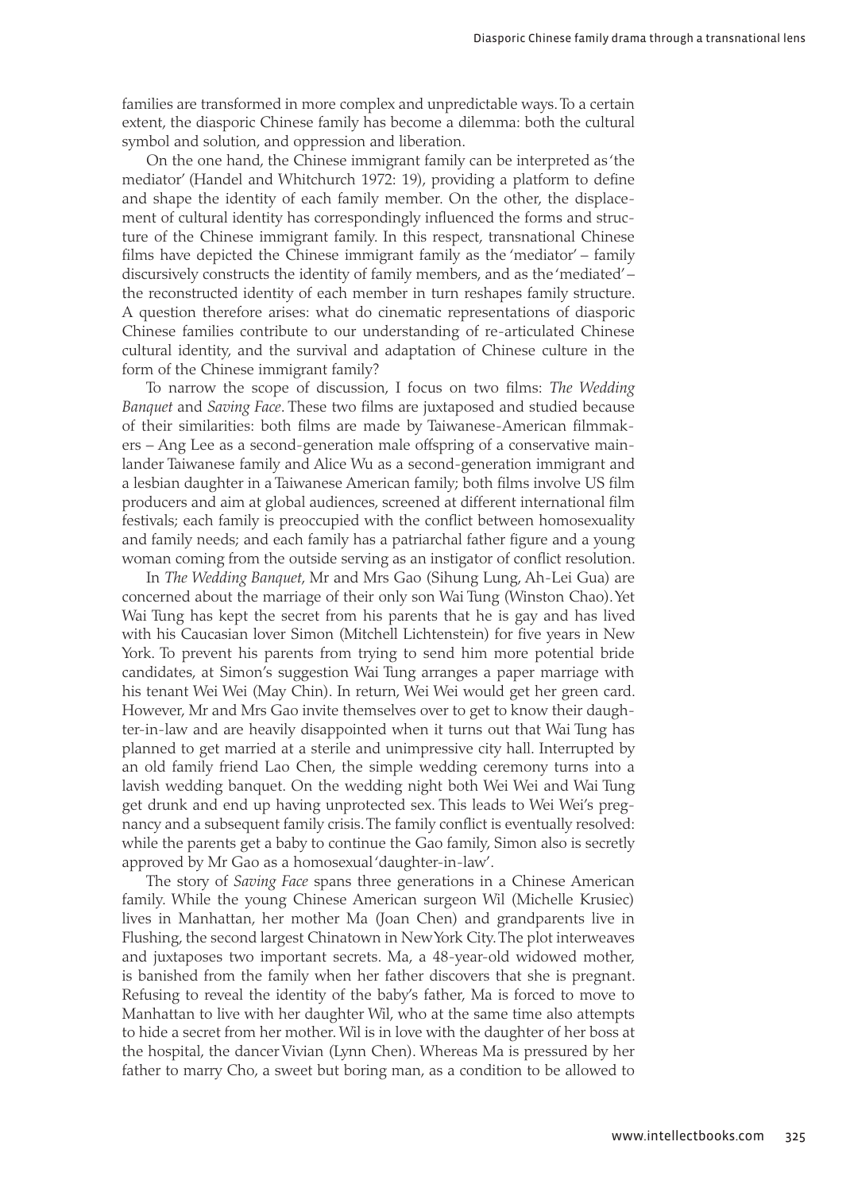families are transformed in more complex and unpredictable ways. To a certain extent, the diasporic Chinese family has become a dilemma: both the cultural symbol and solution, and oppression and liberation.

On the one hand, the Chinese immigrant family can be interpreted as 'the mediator' (Handel and Whitchurch 1972: 19), providing a platform to define and shape the identity of each family member. On the other, the displacement of cultural identity has correspondingly influenced the forms and structure of the Chinese immigrant family. In this respect, transnational Chinese films have depicted the Chinese immigrant family as the 'mediator' – family discursively constructs the identity of family members, and as the 'mediated' – the reconstructed identity of each member in turn reshapes family structure. A question therefore arises: what do cinematic representations of diasporic Chinese families contribute to our understanding of re-articulated Chinese cultural identity, and the survival and adaptation of Chinese culture in the form of the Chinese immigrant family?

To narrow the scope of discussion, I focus on two films: *The Wedding Banquet* and *Saving Face*. These two films are juxtaposed and studied because of their similarities: both films are made by Taiwanese-American filmmakers – Ang Lee as a second-generation male offspring of a conservative mainlander Taiwanese family and Alice Wu as a second-generation immigrant and a lesbian daughter in a Taiwanese American family; both films involve US film producers and aim at global audiences, screened at different international film festivals; each family is preoccupied with the conflict between homosexuality and family needs; and each family has a patriarchal father figure and a young woman coming from the outside serving as an instigator of conflict resolution.

In *The Wedding Banquet*, Mr and Mrs Gao (Sihung Lung, Ah-Lei Gua) are concerned about the marriage of their only son Wai Tung (Winston Chao). Yet Wai Tung has kept the secret from his parents that he is gay and has lived with his Caucasian lover Simon (Mitchell Lichtenstein) for five years in New York. To prevent his parents from trying to send him more potential bride candidates, at Simon's suggestion Wai Tung arranges a paper marriage with his tenant Wei Wei (May Chin). In return, Wei Wei would get her green card. However, Mr and Mrs Gao invite themselves over to get to know their daughter-in-law and are heavily disappointed when it turns out that Wai Tung has planned to get married at a sterile and unimpressive city hall. Interrupted by an old family friend Lao Chen, the simple wedding ceremony turns into a lavish wedding banquet. On the wedding night both Wei Wei and Wai Tung get drunk and end up having unprotected sex. This leads to Wei Wei's pregnancy and a subsequent family crisis. The family conflict is eventually resolved: while the parents get a baby to continue the Gao family, Simon also is secretly approved by Mr Gao as a homosexual 'daughter-in-law'.

The story of *Saving Face* spans three generations in a Chinese American family. While the young Chinese American surgeon Wil (Michelle Krusiec) lives in Manhattan, her mother Ma (Joan Chen) and grandparents live in Flushing, the second largest Chinatown in New York City. The plot interweaves and juxtaposes two important secrets. Ma, a 48-year-old widowed mother, is banished from the family when her father discovers that she is pregnant. Refusing to reveal the identity of the baby's father, Ma is forced to move to Manhattan to live with her daughter Wil, who at the same time also attempts to hide a secret from her mother. Wil is in love with the daughter of her boss at the hospital, the dancer Vivian (Lynn Chen). Whereas Ma is pressured by her father to marry Cho, a sweet but boring man, as a condition to be allowed to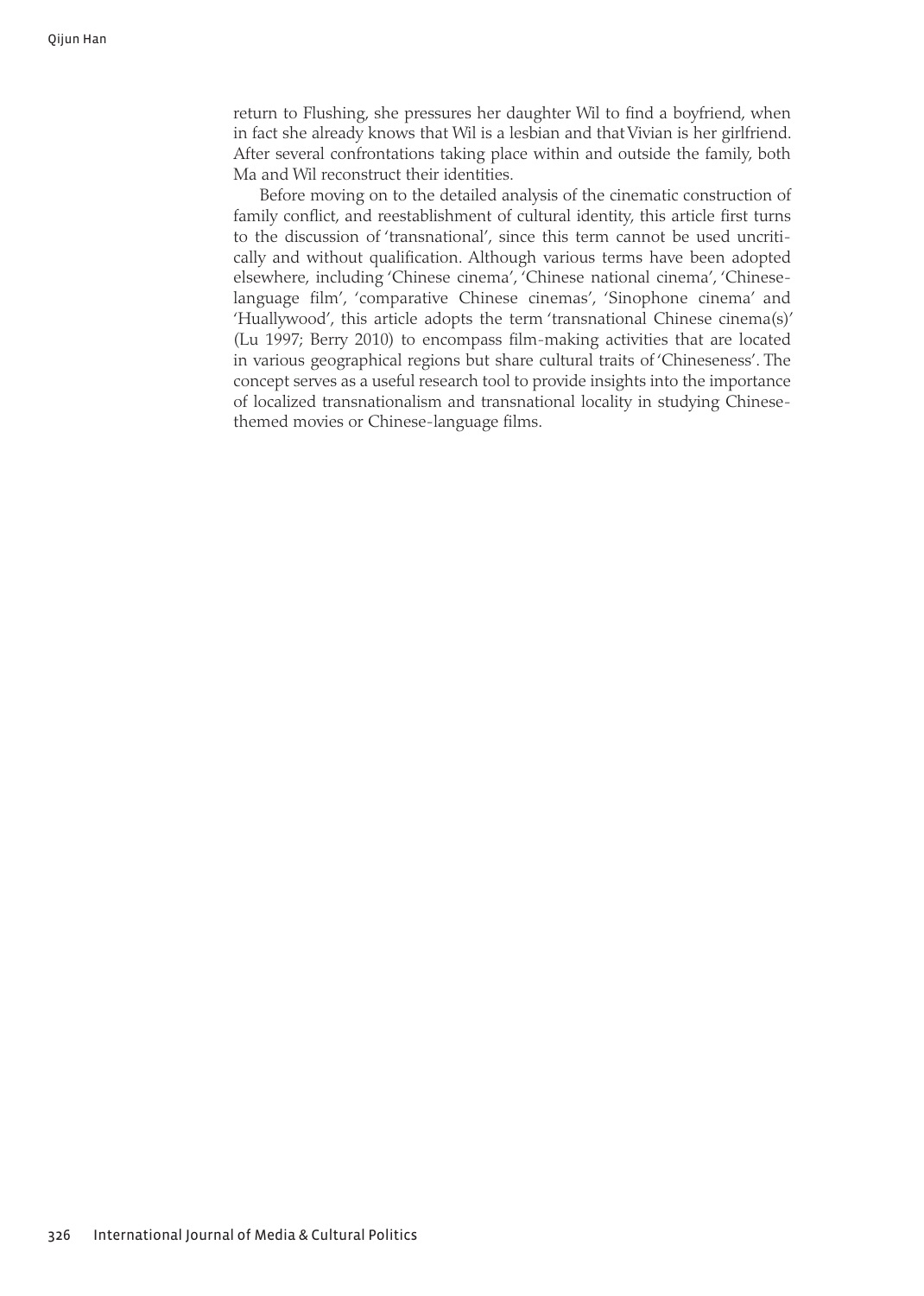return to Flushing, she pressures her daughter Wil to find a boyfriend, when in fact she already knows that Wil is a lesbian and that Vivian is her girlfriend. After several confrontations taking place within and outside the family, both Ma and Wil reconstruct their identities.

Before moving on to the detailed analysis of the cinematic construction of family conflict, and reestablishment of cultural identity, this article first turns to the discussion of 'transnational', since this term cannot be used uncritically and without qualification. Although various terms have been adopted elsewhere, including 'Chinese cinema', 'Chinese national cinema', 'Chinese-language film', 'comparative Chinese cinemas', 'Sinophone cinema' and 'Huallywood', this article adopts the term 'transnational Chinese cinema(s)' (Lu 1997; Berry 2010) to encompass film-making activities that are located in various geographical regions but share cultural traits of 'Chineseness'. The concept serves as a useful research tool to provide insights into the importance of localized transnationalism and transnational locality in studying Chinese-themed movies or Chinese-language films.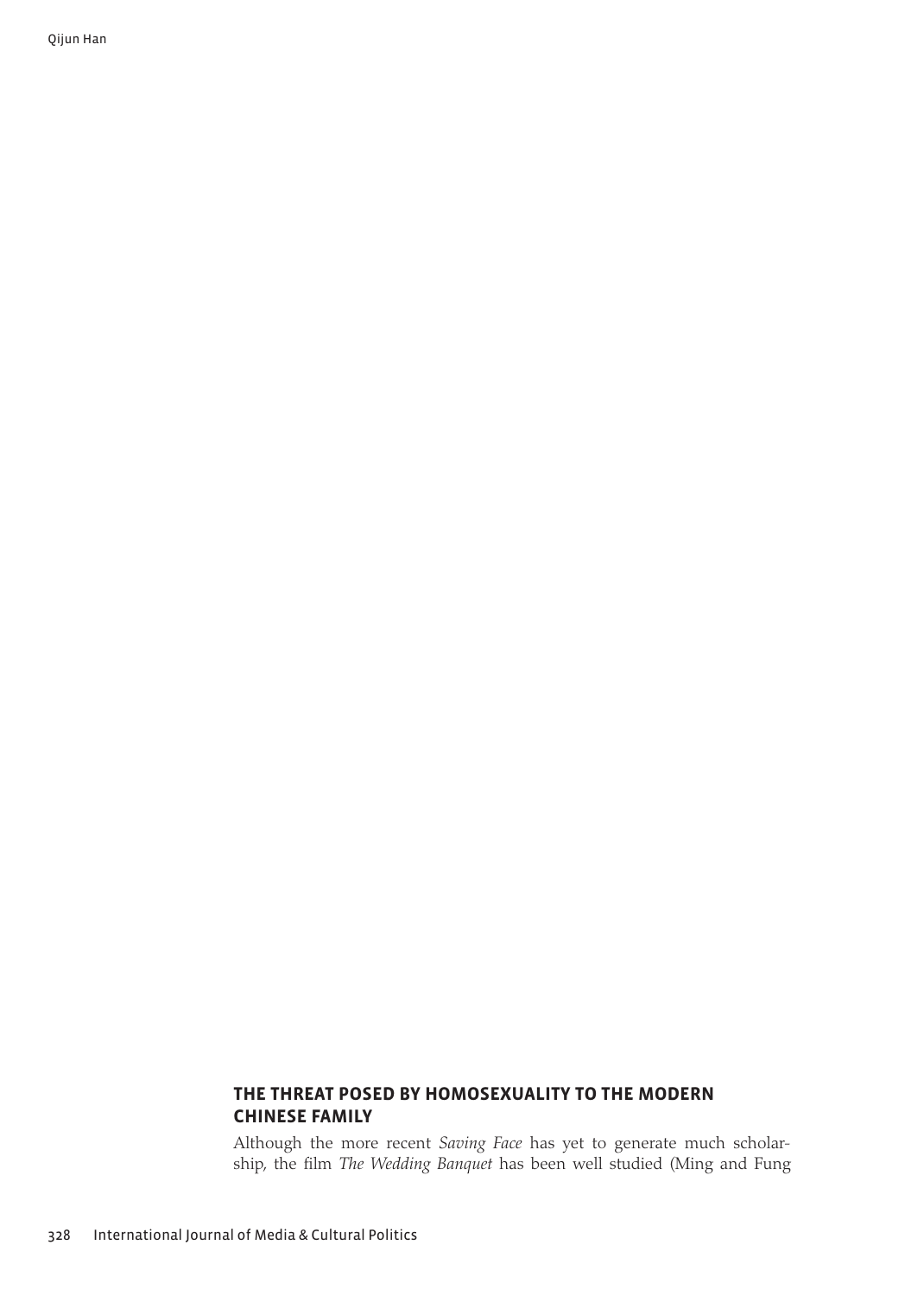## THE THREAT POSED BY HOMOSEXUALITY TO THE MODERN CHINESE FAMILY

Although the more recent *Saving Face* has yet to generate much scholarship, the film *The Wedding Banquet* has been well studied (Ming and Fung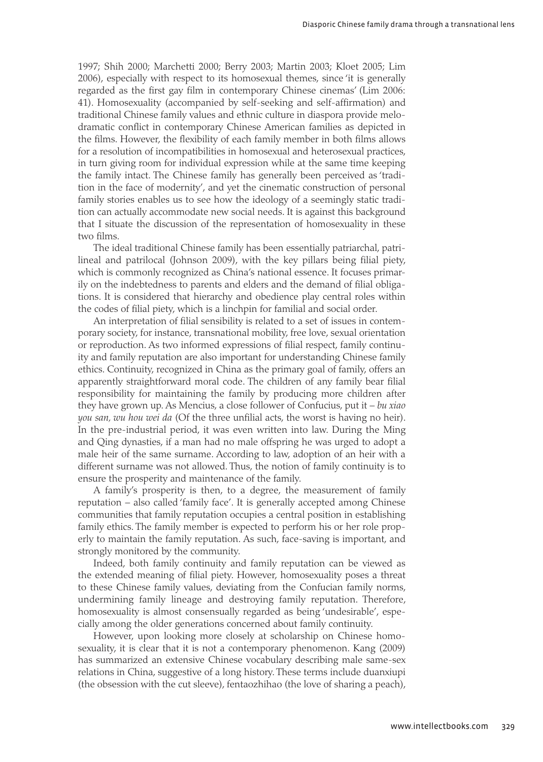1997; Shih 2000; Marchetti 2000; Berry 2003; Martin 2003; Kloet 2005; Lim 2006), especially with respect to its homosexual themes, since 'it is generally regarded as the first gay film in contemporary Chinese cinemas' (Lim 2006: 41). Homosexuality (accompanied by self-seeking and self-affirmation) and traditional Chinese family values and ethnic culture in diaspora provide melodramatic conflict in contemporary Chinese American families as depicted in the films. However, the flexibility of each family member in both films allows for a resolution of incompatibilities in homosexual and heterosexual practices, in turn giving room for individual expression while at the same time keeping the family intact. The Chinese family has generally been perceived as 'tradition in the face of modernity', and yet the cinematic construction of personal family stories enables us to see how the ideology of a seemingly static tradition can actually accommodate new social needs. It is against this background that I situate the discussion of the representation of homosexuality in these two films.

The ideal traditional Chinese family has been essentially patriarchal, patrilineal and patrilocal (Johnson 2009), with the key pillars being filial piety, which is commonly recognized as China's national essence. It focuses primarily on the indebtedness to parents and elders and the demand of filial obligations. It is considered that hierarchy and obedience play central roles within the codes of filial piety, which is a linchpin for familial and social order.

An interpretation of filial sensibility is related to a set of issues in contemporary society, for instance, transnational mobility, free love, sexual orientation or reproduction. As two informed expressions of filial respect, family continuity and family reputation are also important for understanding Chinese family ethics. Continuity, recognized in China as the primary goal of family, offers an apparently straightforward moral code. The children of any family bear filial responsibility for maintaining the family by producing more children after they have grown up. As Mencius, a close follower of Confucius, put it – *bu xiao you san, wu hou wei da* (Of the three unfilial acts, the worst is having no heir). In the pre-industrial period, it was even written into law. During the Ming and Qing dynasties, if a man had no male offspring he was urged to adopt a male heir of the same surname. According to law, adoption of an heir with a different surname was not allowed. Thus, the notion of family continuity is to ensure the prosperity and maintenance of the family.

A family's prosperity is then, to a degree, the measurement of family reputation – also called 'family face'. It is generally accepted among Chinese communities that family reputation occupies a central position in establishing family ethics. The family member is expected to perform his or her role properly to maintain the family reputation. As such, face-saving is important, and strongly monitored by the community.

Indeed, both family continuity and family reputation can be viewed as the extended meaning of filial piety. However, homosexuality poses a threat to these Chinese family values, deviating from the Confucian family norms, undermining family lineage and destroying family reputation. Therefore, homosexuality is almost consensually regarded as being 'undesirable', especially among the older generations concerned about family continuity.

However, upon looking more closely at scholarship on Chinese homosexuality, it is clear that it is not a contemporary phenomenon. Kang (2009) has summarized an extensive Chinese vocabulary describing male same-sex relations in China, suggestive of a long history. These terms include duanxiupi (the obsession with the cut sleeve), fentaozhihao (the love of sharing a peach),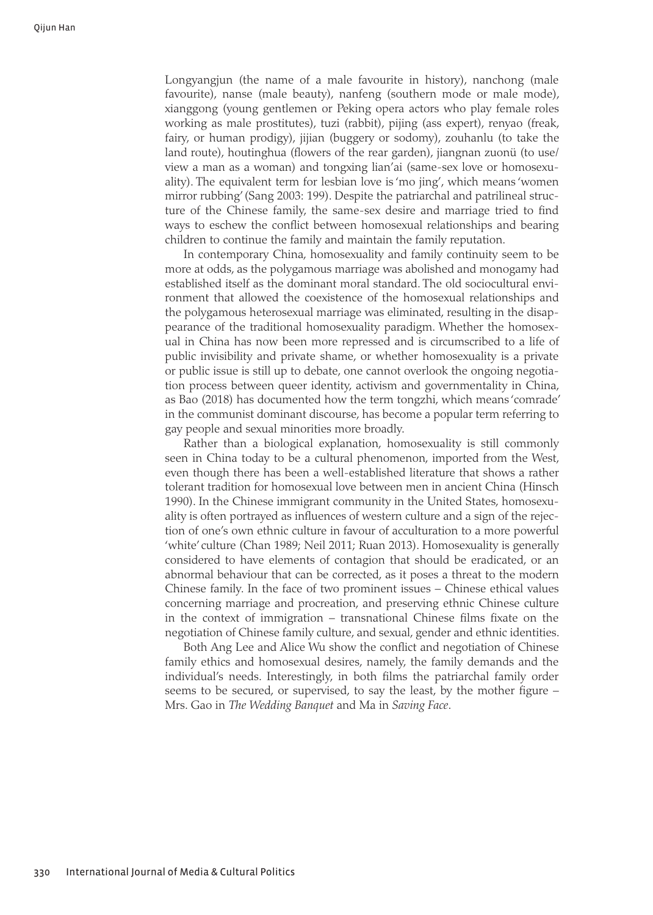Longyangjun (the name of a male favourite in history), nanchong (male favourite), nanse (male beauty), nanfeng (southern mode or male mode), xianggong (young gentlemen or Peking opera actors who play female roles working as male prostitutes), tuzi (rabbit), pijing (ass expert), renyao (freak, fairy, or human prodigy), jijian (buggery or sodomy), zouhanlu (to take the land route), houtinghua (flowers of the rear garden), jiangnan zuonü (to use/view a man as a woman) and tongxing lian'ai (same-sex love or homosexuality). The equivalent term for lesbian love is 'mo jing', which means 'women mirror rubbing' (Sang 2003: 199). Despite the patriarchal and patrilineal structure of the Chinese family, the same-sex desire and marriage tried to find ways to eschew the conflict between homosexual relationships and bearing children to continue the family and maintain the family reputation.

In contemporary China, homosexuality and family continuity seem to be more at odds, as the polygamous marriage was abolished and monogamy had established itself as the dominant moral standard. The old sociocultural environment that allowed the coexistence of the homosexual relationships and the polygamous heterosexual marriage was eliminated, resulting in the disappearance of the traditional homosexuality paradigm. Whether the homosexual in China has now been more repressed and is circumscribed to a life of public invisibility and private shame, or whether homosexuality is a private or public issue is still up to debate, one cannot overlook the ongoing negotiation process between queer identity, activism and governmentality in China, as Bao (2018) has documented how the term tongzhi, which means 'comrade' in the communist dominant discourse, has become a popular term referring to gay people and sexual minorities more broadly.

Rather than a biological explanation, homosexuality is still commonly seen in China today to be a cultural phenomenon, imported from the West, even though there has been a well-established literature that shows a rather tolerant tradition for homosexual love between men in ancient China (Hinsch 1990). In the Chinese immigrant community in the United States, homosexuality is often portrayed as influences of western culture and a sign of the rejection of one's own ethnic culture in favour of acculturation to a more powerful 'white' culture (Chan 1989; Neil 2011; Ruan 2013). Homosexuality is generally considered to have elements of contagion that should be eradicated, or an abnormal behaviour that can be corrected, as it poses a threat to the modern Chinese family. In the face of two prominent issues – Chinese ethical values concerning marriage and procreation, and preserving ethnic Chinese culture in the context of immigration – transnational Chinese films fixate on the negotiation of Chinese family culture, and sexual, gender and ethnic identities.

Both Ang Lee and Alice Wu show the conflict and negotiation of Chinese family ethics and homosexual desires, namely, the family demands and the individual's needs. Interestingly, in both films the patriarchal family order seems to be secured, or supervised, to say the least, by the mother figure – Mrs. Gao in *The Wedding Banquet* and Ma in *Saving Face*.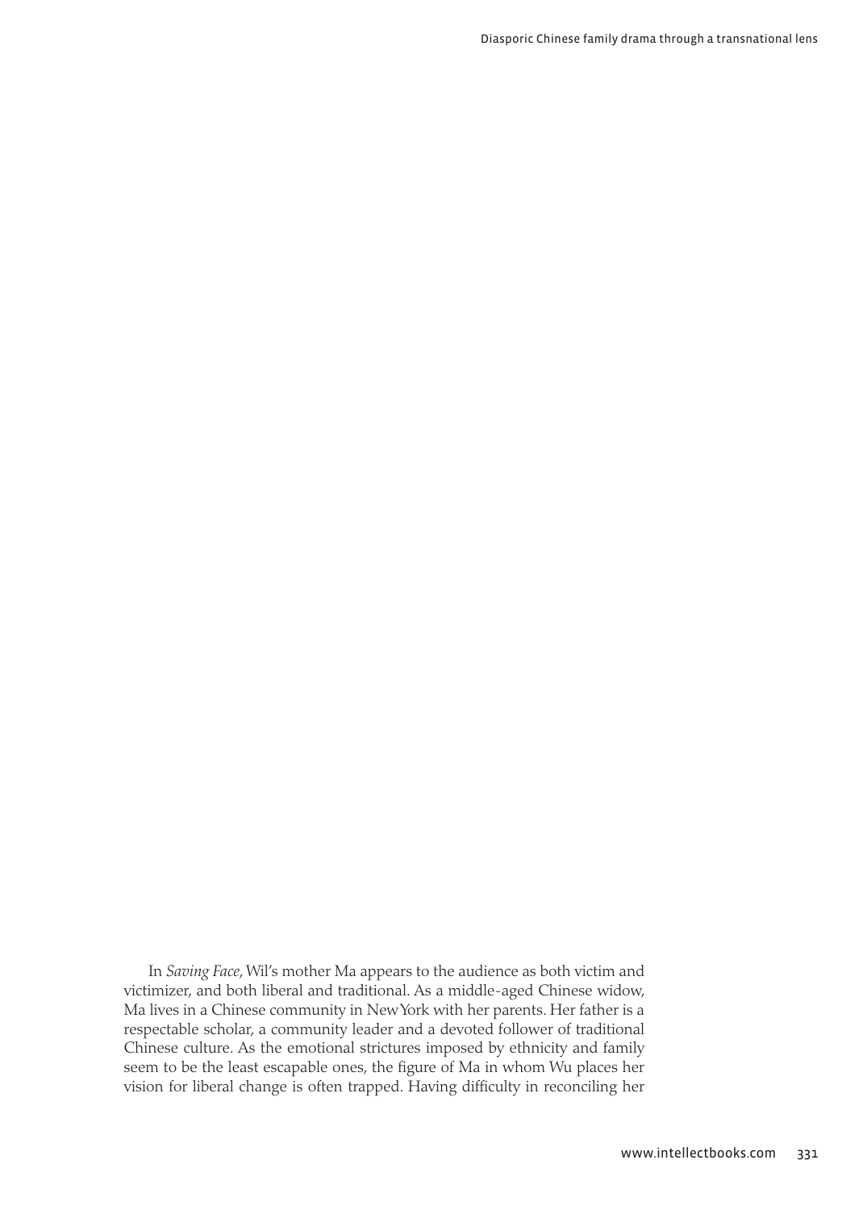In *Saving Face*, Wil's mother Ma appears to the audience as both victim and victimizer, and both liberal and traditional. As a middle-aged Chinese widow, Ma lives in a Chinese community in New York with her parents. Her father is a respectable scholar, a community leader and a devoted follower of traditional Chinese culture. As the emotional strictures imposed by ethnicity and family seem to be the least escapable ones, the figure of Ma in whom Wu places her vision for liberal change is often trapped. Having difficulty in reconciling her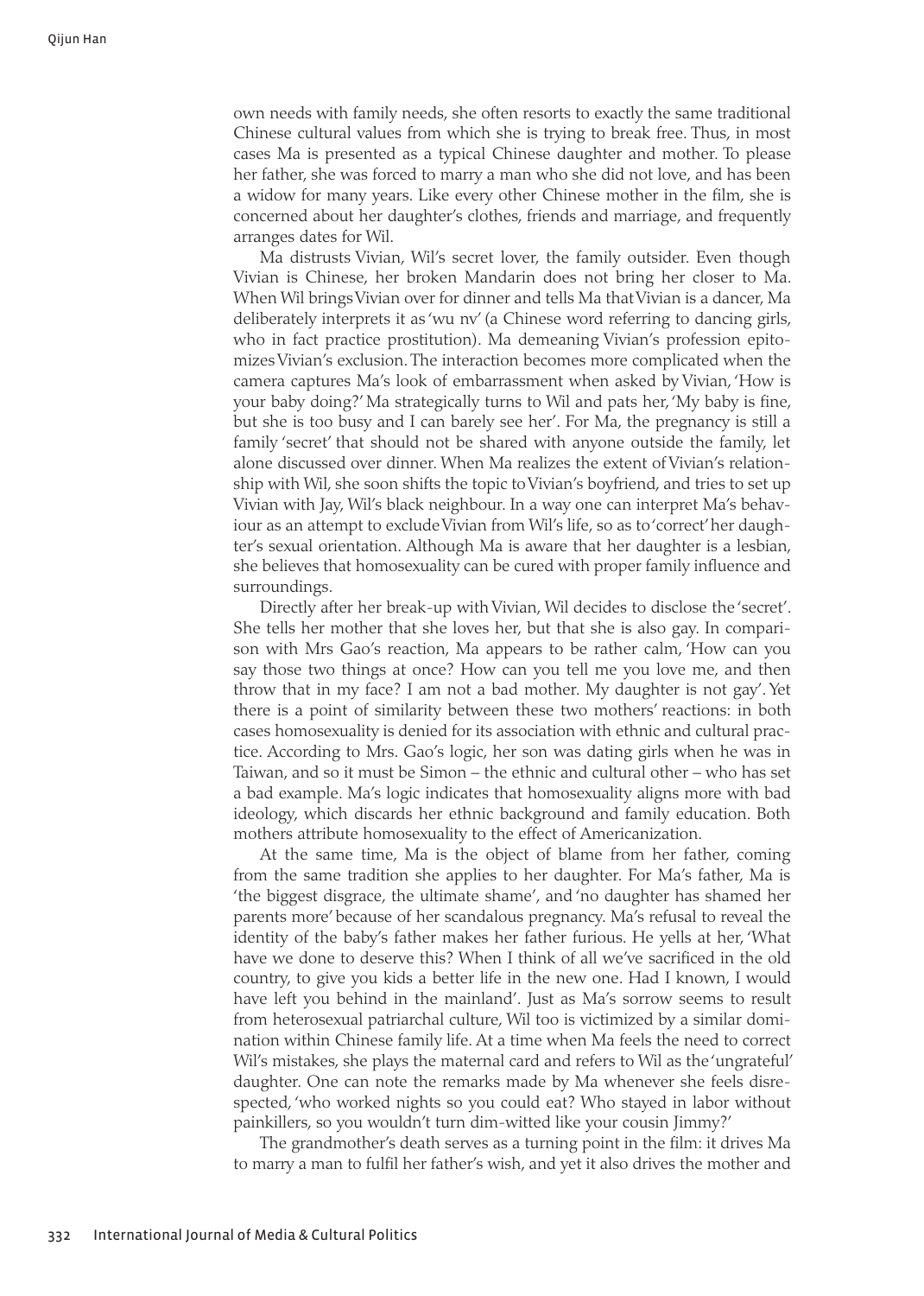own needs with family needs, she often resorts to exactly the same traditional Chinese cultural values from which she is trying to break free. Thus, in most cases Ma is presented as a typical Chinese daughter and mother. To please her father, she was forced to marry a man who she did not love, and has been a widow for many years. Like every other Chinese mother in the film, she is concerned about her daughter's clothes, friends and marriage, and frequently arranges dates for Wil.

Ma distrusts Vivian, Wil's secret lover, the family outsider. Even though Vivian is Chinese, her broken Mandarin does not bring her closer to Ma. When Wil brings Vivian over for dinner and tells Ma that Vivian is a dancer, Ma deliberately interprets it as 'wu nv' (a Chinese word referring to dancing girls, who in fact practice prostitution). Ma demeaning Vivian's profession epitomizes Vivian's exclusion. The interaction becomes more complicated when the camera captures Ma's look of embarrassment when asked by Vivian, 'How is your baby doing?' Ma strategically turns to Wil and pats her, 'My baby is fine, but she is too busy and I can barely see her'. For Ma, the pregnancy is still a family 'secret' that should not be shared with anyone outside the family, let alone discussed over dinner. When Ma realizes the extent of Vivian's relationship with Wil, she soon shifts the topic to Vivian's boyfriend, and tries to set up Vivian with Jay, Wil's black neighbour. In a way one can interpret Ma's behaviour as an attempt to exclude Vivian from Wil's life, so as to 'correct' her daughter's sexual orientation. Although Ma is aware that her daughter is a lesbian, she believes that homosexuality can be cured with proper family influence and surroundings.

Directly after her break-up with Vivian, Wil decides to disclose the 'secret'. She tells her mother that she loves her, but that she is also gay. In comparison with Mrs Gao's reaction, Ma appears to be rather calm, 'How can you say those two things at once? How can you tell me you love me, and then throw that in my face? I am not a bad mother. My daughter is not gay'. Yet there is a point of similarity between these two mothers' reactions: in both cases homosexuality is denied for its association with ethnic and cultural practice. According to Mrs. Gao's logic, her son was dating girls when he was in Taiwan, and so it must be Simon – the ethnic and cultural other – who has set a bad example. Ma's logic indicates that homosexuality aligns more with bad ideology, which discards her ethnic background and family education. Both mothers attribute homosexuality to the effect of Americanization.

At the same time, Ma is the object of blame from her father, coming from the same tradition she applies to her daughter. For Ma's father, Ma is 'the biggest disgrace, the ultimate shame', and 'no daughter has shamed her parents more' because of her scandalous pregnancy. Ma's refusal to reveal the identity of the baby's father makes her father furious. He yells at her, 'What have we done to deserve this? When I think of all we've sacrificed in the old country, to give you kids a better life in the new one. Had I known, I would have left you behind in the mainland'. Just as Ma's sorrow seems to result from heterosexual patriarchal culture, Wil too is victimized by a similar domination within Chinese family life. At a time when Ma feels the need to correct Wil's mistakes, she plays the maternal card and refers to Wil as the 'ungrateful' daughter. One can note the remarks made by Ma whenever she feels disrespected, 'who worked nights so you could eat? Who stayed in labor without painkillers, so you wouldn't turn dim-witted like your cousin Jimmy?'

The grandmother's death serves as a turning point in the film: it drives Ma to marry a man to fulfil her father's wish, and yet it also drives the mother and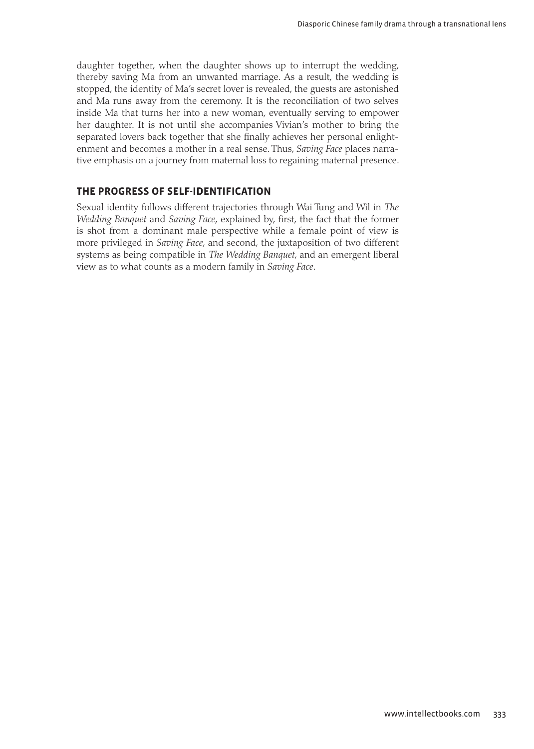daughter together, when the daughter shows up to interrupt the wedding, thereby saving Ma from an unwanted marriage. As a result, the wedding is stopped, the identity of Ma's secret lover is revealed, the guests are astonished and Ma runs away from the ceremony. It is the reconciliation of two selves inside Ma that turns her into a new woman, eventually serving to empower her daughter. It is not until she accompanies Vivian's mother to bring the separated lovers back together that she finally achieves her personal enlightenment and becomes a mother in a real sense. Thus, *Saving Face* places narrative emphasis on a journey from maternal loss to regaining maternal presence.

## THE PROGRESS OF SELF-IDENTIFICATION

Sexual identity follows different trajectories through Wai Tung and Wil in *The Wedding Banquet* and *Saving Face*, explained by, first, the fact that the former is shot from a dominant male perspective while a female point of view is more privileged in *Saving Face*, and second, the juxtaposition of two different systems as being compatible in *The Wedding Banquet*, and an emergent liberal view as to what counts as a modern family in *Saving Face*.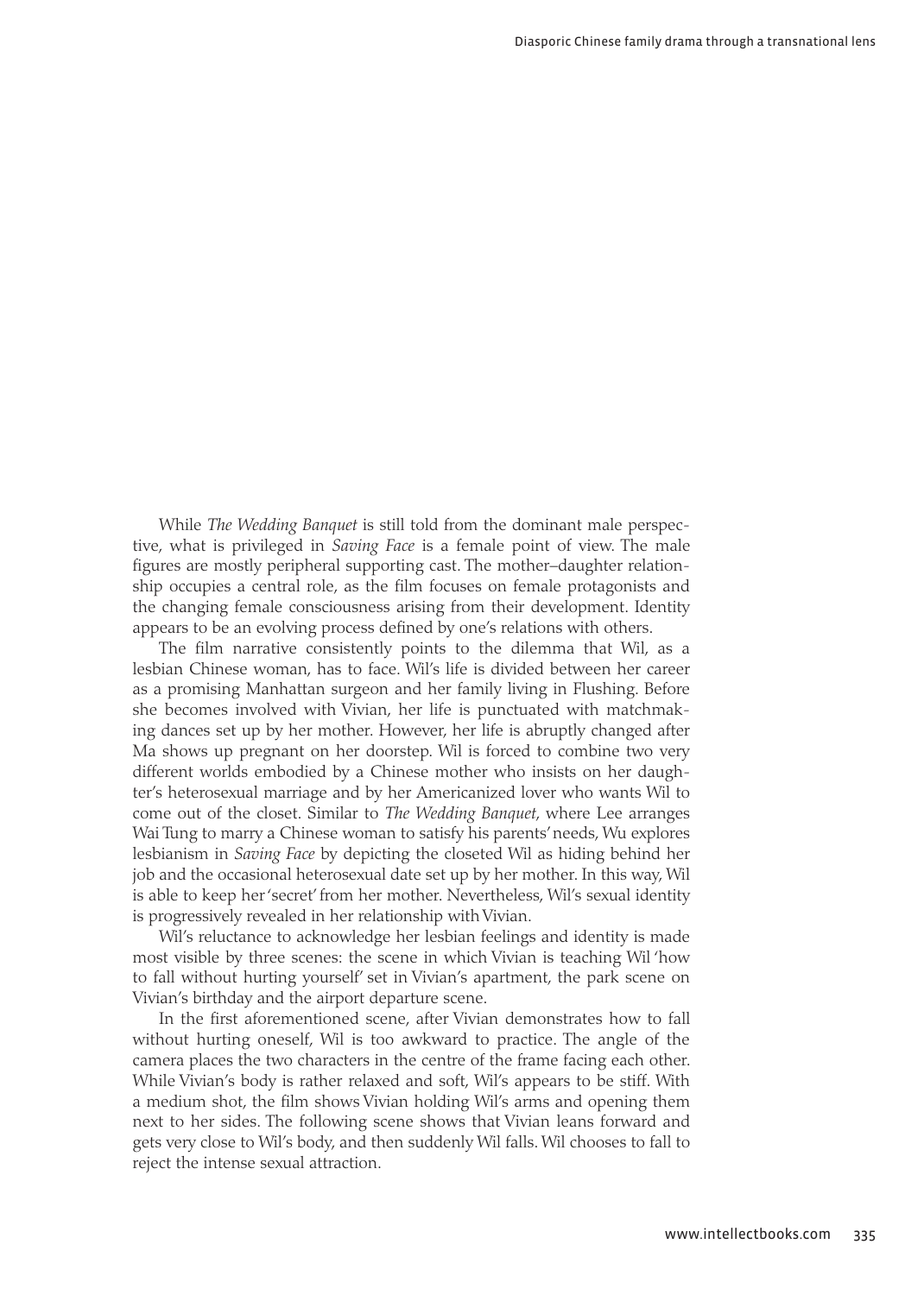While *The Wedding Banquet* is still told from the dominant male perspective, what is privileged in *Saving Face* is a female point of view. The male figures are mostly peripheral supporting cast. The mother–daughter relationship occupies a central role, as the film focuses on female protagonists and the changing female consciousness arising from their development. Identity appears to be an evolving process defined by one's relations with others.

The film narrative consistently points to the dilemma that Wil, as a lesbian Chinese woman, has to face. Wil's life is divided between her career as a promising Manhattan surgeon and her family living in Flushing. Before she becomes involved with Vivian, her life is punctuated with matchmaking dances set up by her mother. However, her life is abruptly changed after Ma shows up pregnant on her doorstep. Wil is forced to combine two very different worlds embodied by a Chinese mother who insists on her daughter's heterosexual marriage and by her Americanized lover who wants Wil to come out of the closet. Similar to *The Wedding Banquet*, where Lee arranges Wai Tung to marry a Chinese woman to satisfy his parents' needs, Wu explores lesbianism in *Saving Face* by depicting the closeted Wil as hiding behind her job and the occasional heterosexual date set up by her mother. In this way, Wil is able to keep her 'secret' from her mother. Nevertheless, Wil's sexual identity is progressively revealed in her relationship with Vivian.

Wil's reluctance to acknowledge her lesbian feelings and identity is made most visible by three scenes: the scene in which Vivian is teaching Wil 'how to fall without hurting yourself' set in Vivian's apartment, the park scene on Vivian's birthday and the airport departure scene.

In the first aforementioned scene, after Vivian demonstrates how to fall without hurting oneself, Wil is too awkward to practice. The angle of the camera places the two characters in the centre of the frame facing each other. While Vivian's body is rather relaxed and soft, Wil's appears to be stiff. With a medium shot, the film shows Vivian holding Wil's arms and opening them next to her sides. The following scene shows that Vivian leans forward and gets very close to Wil's body, and then suddenly Wil falls. Wil chooses to fall to reject the intense sexual attraction.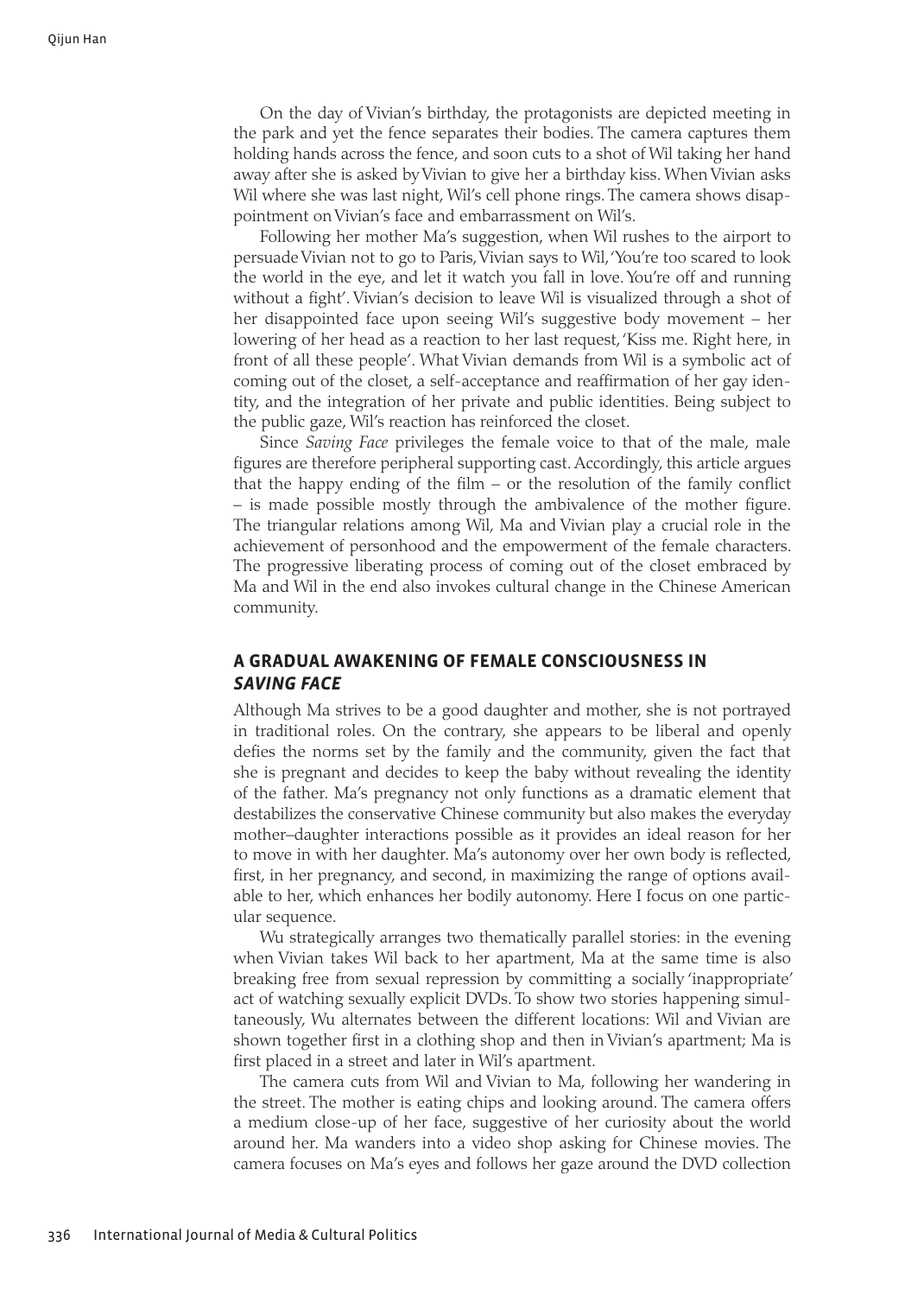On the day of Vivian's birthday, the protagonists are depicted meeting in the park and yet the fence separates their bodies. The camera captures them holding hands across the fence, and soon cuts to a shot of Wil taking her hand away after she is asked by Vivian to give her a birthday kiss. When Vivian asks Wil where she was last night, Wil's cell phone rings. The camera shows disappointment on Vivian's face and embarrassment on Wil's.

Following her mother Ma's suggestion, when Wil rushes to the airport to persuade Vivian not to go to Paris, Vivian says to Wil, 'You're too scared to look the world in the eye, and let it watch you fall in love. You're off and running without a fight'. Vivian's decision to leave Wil is visualized through a shot of her disappointed face upon seeing Wil's suggestive body movement – her lowering of her head as a reaction to her last request, 'Kiss me. Right here, in front of all these people'. What Vivian demands from Wil is a symbolic act of coming out of the closet, a self-acceptance and reaffirmation of her gay identity, and the integration of her private and public identities. Being subject to the public gaze, Wil's reaction has reinforced the closet.

Since *Saving Face* privileges the female voice to that of the male, male figures are therefore peripheral supporting cast. Accordingly, this article argues that the happy ending of the film – or the resolution of the family conflict – is made possible mostly through the ambivalence of the mother figure. The triangular relations among Wil, Ma and Vivian play a crucial role in the achievement of personhood and the empowerment of the female characters. The progressive liberating process of coming out of the closet embraced by Ma and Wil in the end also invokes cultural change in the Chinese American community.

## A GRADUAL AWAKENING OF FEMALE CONSCIOUSNESS IN *SAVING FACE*

Although Ma strives to be a good daughter and mother, she is not portrayed in traditional roles. On the contrary, she appears to be liberal and openly defies the norms set by the family and the community, given the fact that she is pregnant and decides to keep the baby without revealing the identity of the father. Ma's pregnancy not only functions as a dramatic element that destabilizes the conservative Chinese community but also makes the everyday mother–daughter interactions possible as it provides an ideal reason for her to move in with her daughter. Ma's autonomy over her own body is reflected, first, in her pregnancy, and second, in maximizing the range of options available to her, which enhances her bodily autonomy. Here I focus on one particular sequence.

Wu strategically arranges two thematically parallel stories: in the evening when Vivian takes Wil back to her apartment, Ma at the same time is also breaking free from sexual repression by committing a socially 'inappropriate' act of watching sexually explicit DVDs. To show two stories happening simultaneously, Wu alternates between the different locations: Wil and Vivian are shown together first in a clothing shop and then in Vivian's apartment; Ma is first placed in a street and later in Wil's apartment.

The camera cuts from Wil and Vivian to Ma, following her wandering in the street. The mother is eating chips and looking around. The camera offers a medium close-up of her face, suggestive of her curiosity about the world around her. Ma wanders into a video shop asking for Chinese movies. The camera focuses on Ma's eyes and follows her gaze around the DVD collection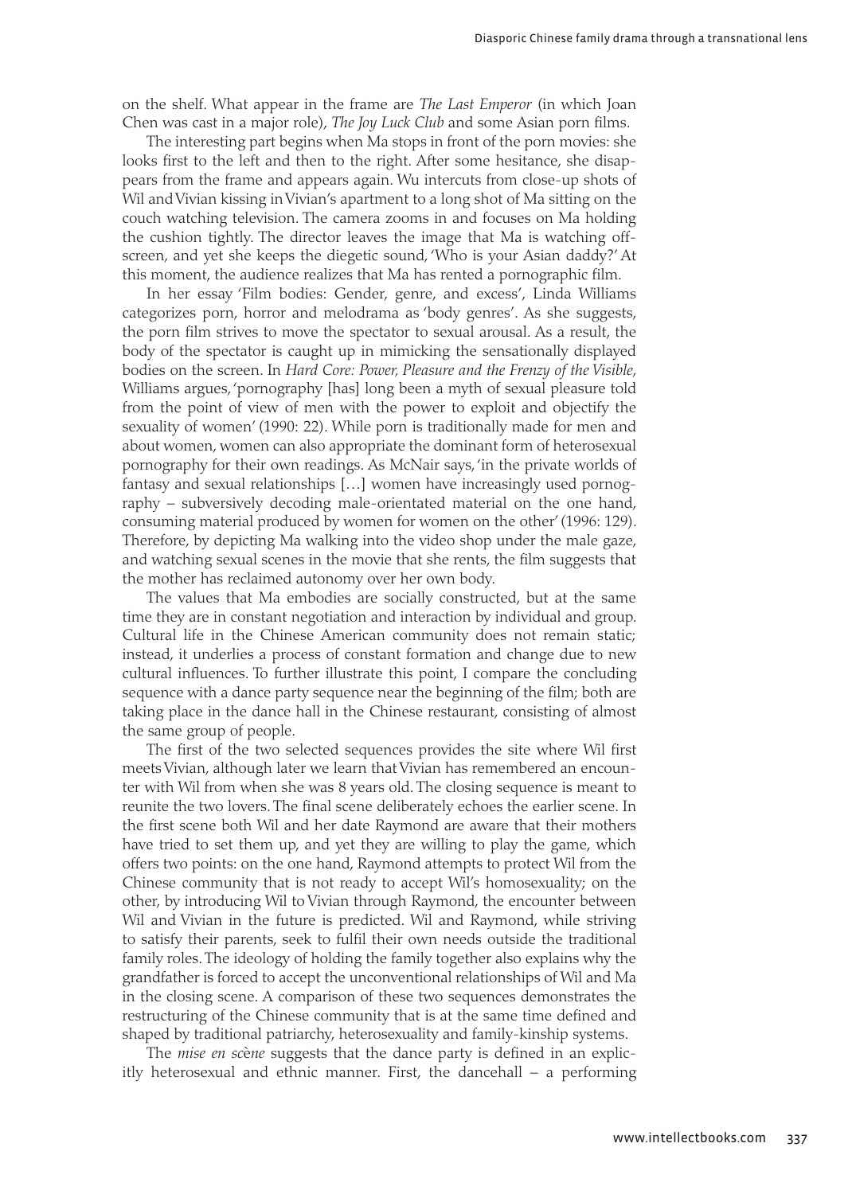on the shelf. What appear in the frame are *The Last Emperor* (in which Joan Chen was cast in a major role), *The Joy Luck Club* and some Asian porn films.

The interesting part begins when Ma stops in front of the porn movies: she looks first to the left and then to the right. After some hesitance, she disappears from the frame and appears again. Wu intercuts from close-up shots of Wil and Vivian kissing in Vivian's apartment to a long shot of Ma sitting on the couch watching television. The camera zooms in and focuses on Ma holding the cushion tightly. The director leaves the image that Ma is watching off-screen, and yet she keeps the diegetic sound, 'Who is your Asian daddy?' At this moment, the audience realizes that Ma has rented a pornographic film.

In her essay 'Film bodies: Gender, genre, and excess', Linda Williams categorizes porn, horror and melodrama as 'body genres'. As she suggests, the porn film strives to move the spectator to sexual arousal. As a result, the body of the spectator is caught up in mimicking the sensationally displayed bodies on the screen. In *Hard Core: Power, Pleasure and the Frenzy of the Visible*, Williams argues, 'pornography [has] long been a myth of sexual pleasure told from the point of view of men with the power to exploit and objectify the sexuality of women' (1990: 22). While porn is traditionally made for men and about women, women can also appropriate the dominant form of heterosexual pornography for their own readings. As McNair says, 'in the private worlds of fantasy and sexual relationships […] women have increasingly used pornography – subversively decoding male-orientated material on the one hand, consuming material produced by women for women on the other' (1996: 129). Therefore, by depicting Ma walking into the video shop under the male gaze, and watching sexual scenes in the movie that she rents, the film suggests that the mother has reclaimed autonomy over her own body.

The values that Ma embodies are socially constructed, but at the same time they are in constant negotiation and interaction by individual and group. Cultural life in the Chinese American community does not remain static; instead, it underlies a process of constant formation and change due to new cultural influences. To further illustrate this point, I compare the concluding sequence with a dance party sequence near the beginning of the film; both are taking place in the dance hall in the Chinese restaurant, consisting of almost the same group of people.

The first of the two selected sequences provides the site where Wil first meets Vivian, although later we learn that Vivian has remembered an encounter with Wil from when she was 8 years old. The closing sequence is meant to reunite the two lovers. The final scene deliberately echoes the earlier scene. In the first scene both Wil and her date Raymond are aware that their mothers have tried to set them up, and yet they are willing to play the game, which offers two points: on the one hand, Raymond attempts to protect Wil from the Chinese community that is not ready to accept Wil's homosexuality; on the other, by introducing Wil to Vivian through Raymond, the encounter between Wil and Vivian in the future is predicted. Wil and Raymond, while striving to satisfy their parents, seek to fulfil their own needs outside the traditional family roles. The ideology of holding the family together also explains why the grandfather is forced to accept the unconventional relationships of Wil and Ma in the closing scene. A comparison of these two sequences demonstrates the restructuring of the Chinese community that is at the same time defined and shaped by traditional patriarchy, heterosexuality and family-kinship systems.

The *mise en scène* suggests that the dance party is defined in an explicitly heterosexual and ethnic manner. First, the dancehall – a performing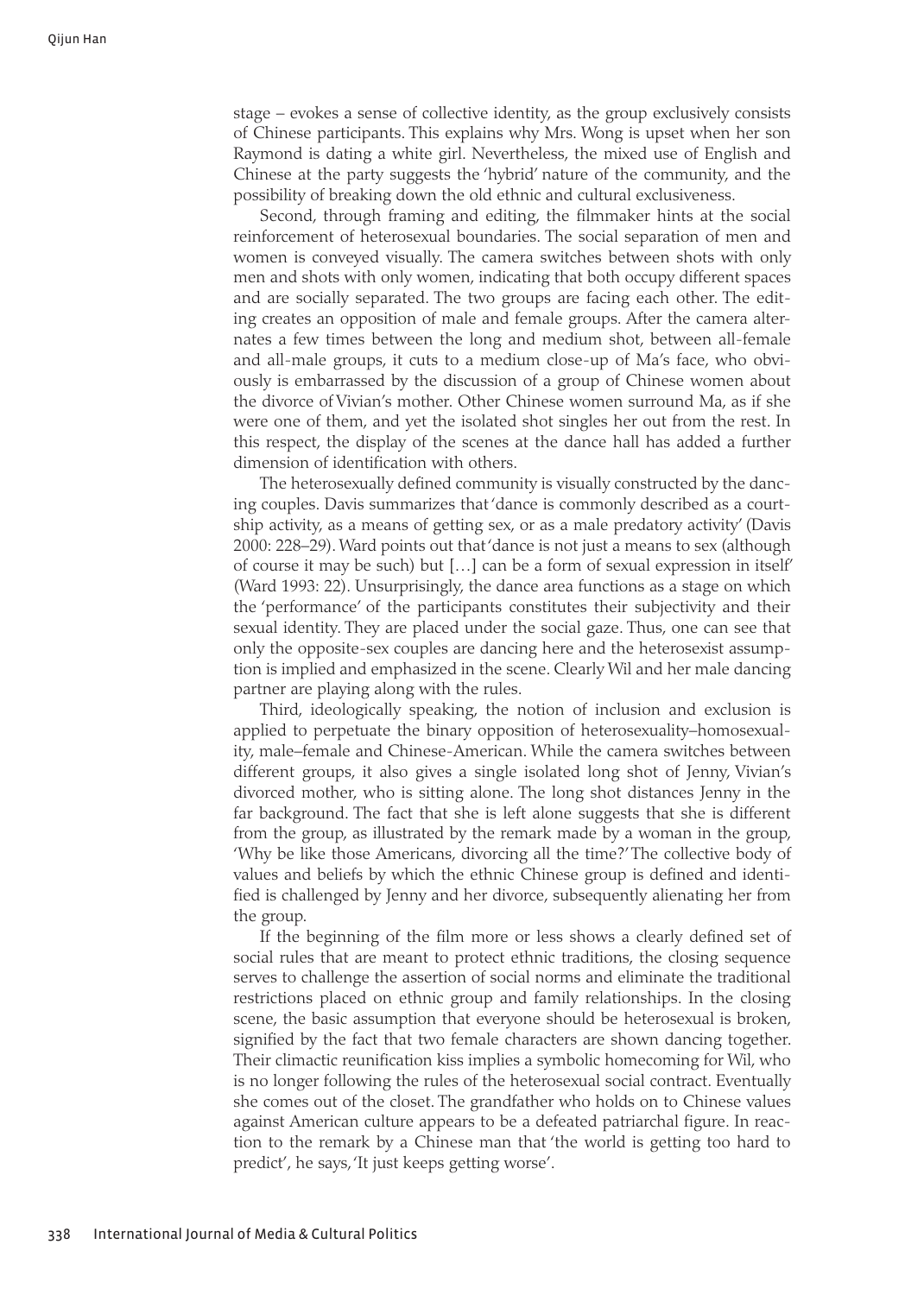stage – evokes a sense of collective identity, as the group exclusively consists of Chinese participants. This explains why Mrs. Wong is upset when her son Raymond is dating a white girl. Nevertheless, the mixed use of English and Chinese at the party suggests the 'hybrid' nature of the community, and the possibility of breaking down the old ethnic and cultural exclusiveness.

Second, through framing and editing, the filmmaker hints at the social reinforcement of heterosexual boundaries. The social separation of men and women is conveyed visually. The camera switches between shots with only men and shots with only women, indicating that both occupy different spaces and are socially separated. The two groups are facing each other. The editing creates an opposition of male and female groups. After the camera alternates a few times between the long and medium shot, between all-female and all-male groups, it cuts to a medium close-up of Ma's face, who obviously is embarrassed by the discussion of a group of Chinese women about the divorce of Vivian's mother. Other Chinese women surround Ma, as if she were one of them, and yet the isolated shot singles her out from the rest. In this respect, the display of the scenes at the dance hall has added a further dimension of identification with others.

The heterosexually defined community is visually constructed by the dancing couples. Davis summarizes that 'dance is commonly described as a courtship activity, as a means of getting sex, or as a male predatory activity' (Davis 2000: 228–29). Ward points out that 'dance is not just a means to sex (although of course it may be such) but […] can be a form of sexual expression in itself' (Ward 1993: 22). Unsurprisingly, the dance area functions as a stage on which the 'performance' of the participants constitutes their subjectivity and their sexual identity. They are placed under the social gaze. Thus, one can see that only the opposite-sex couples are dancing here and the heterosexist assumption is implied and emphasized in the scene. Clearly Wil and her male dancing partner are playing along with the rules.

Third, ideologically speaking, the notion of inclusion and exclusion is applied to perpetuate the binary opposition of heterosexuality–homosexuality, male–female and Chinese-American. While the camera switches between different groups, it also gives a single isolated long shot of Jenny, Vivian's divorced mother, who is sitting alone. The long shot distances Jenny in the far background. The fact that she is left alone suggests that she is different from the group, as illustrated by the remark made by a woman in the group, 'Why be like those Americans, divorcing all the time?' The collective body of values and beliefs by which the ethnic Chinese group is defined and identified is challenged by Jenny and her divorce, subsequently alienating her from the group.

If the beginning of the film more or less shows a clearly defined set of social rules that are meant to protect ethnic traditions, the closing sequence serves to challenge the assertion of social norms and eliminate the traditional restrictions placed on ethnic group and family relationships. In the closing scene, the basic assumption that everyone should be heterosexual is broken, signified by the fact that two female characters are shown dancing together. Their climactic reunification kiss implies a symbolic homecoming for Wil, who is no longer following the rules of the heterosexual social contract. Eventually she comes out of the closet. The grandfather who holds on to Chinese values against American culture appears to be a defeated patriarchal figure. In reaction to the remark by a Chinese man that 'the world is getting too hard to predict', he says, 'It just keeps getting worse'.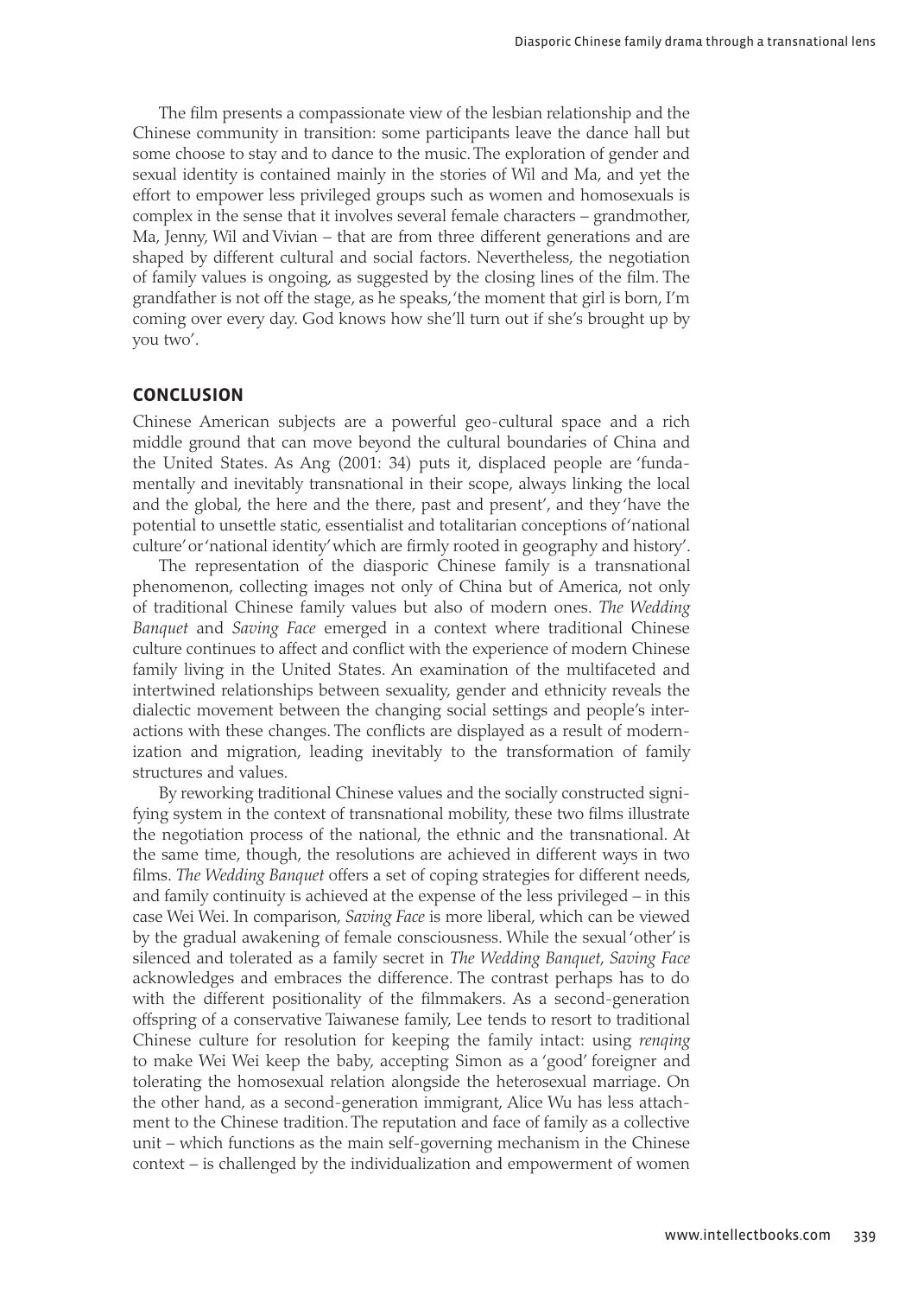The film presents a compassionate view of the lesbian relationship and the Chinese community in transition: some participants leave the dance hall but some choose to stay and to dance to the music. The exploration of gender and sexual identity is contained mainly in the stories of Wil and Ma, and yet the effort to empower less privileged groups such as women and homosexuals is complex in the sense that it involves several female characters – grandmother, Ma, Jenny, Wil and Vivian – that are from three different generations and are shaped by different cultural and social factors. Nevertheless, the negotiation of family values is ongoing, as suggested by the closing lines of the film. The grandfather is not off the stage, as he speaks, 'the moment that girl is born, I'm coming over every day. God knows how she'll turn out if she's brought up by you two'.

## CONCLUSION

Chinese American subjects are a powerful geo-cultural space and a rich middle ground that can move beyond the cultural boundaries of China and the United States. As Ang (2001: 34) puts it, displaced people are 'fundamentally and inevitably transnational in their scope, always linking the local and the global, the here and the there, past and present', and they 'have the potential to unsettle static, essentialist and totalitarian conceptions of 'national culture' or 'national identity' which are firmly rooted in geography and history'.

The representation of the diasporic Chinese family is a transnational phenomenon, collecting images not only of China but of America, not only of traditional Chinese family values but also of modern ones. *The Wedding Banquet* and *Saving Face* emerged in a context where traditional Chinese culture continues to affect and conflict with the experience of modern Chinese family living in the United States. An examination of the multifaceted and intertwined relationships between sexuality, gender and ethnicity reveals the dialectic movement between the changing social settings and people's interactions with these changes. The conflicts are displayed as a result of modernization and migration, leading inevitably to the transformation of family structures and values.

By reworking traditional Chinese values and the socially constructed signifying system in the context of transnational mobility, these two films illustrate the negotiation process of the national, the ethnic and the transnational. At the same time, though, the resolutions are achieved in different ways in two films. *The Wedding Banquet* offers a set of coping strategies for different needs, and family continuity is achieved at the expense of the less privileged – in this case Wei Wei. In comparison, *Saving Face* is more liberal, which can be viewed by the gradual awakening of female consciousness. While the sexual 'other' is silenced and tolerated as a family secret in *The Wedding Banquet*, *Saving Face* acknowledges and embraces the difference. The contrast perhaps has to do with the different positionality of the filmmakers. As a second-generation offspring of a conservative Taiwanese family, Lee tends to resort to traditional Chinese culture for resolution for keeping the family intact: using *renqing* to make Wei Wei keep the baby, accepting Simon as a 'good' foreigner and tolerating the homosexual relation alongside the heterosexual marriage. On the other hand, as a second-generation immigrant, Alice Wu has less attachment to the Chinese tradition. The reputation and face of family as a collective unit – which functions as the main self-governing mechanism in the Chinese context – is challenged by the individualization and empowerment of women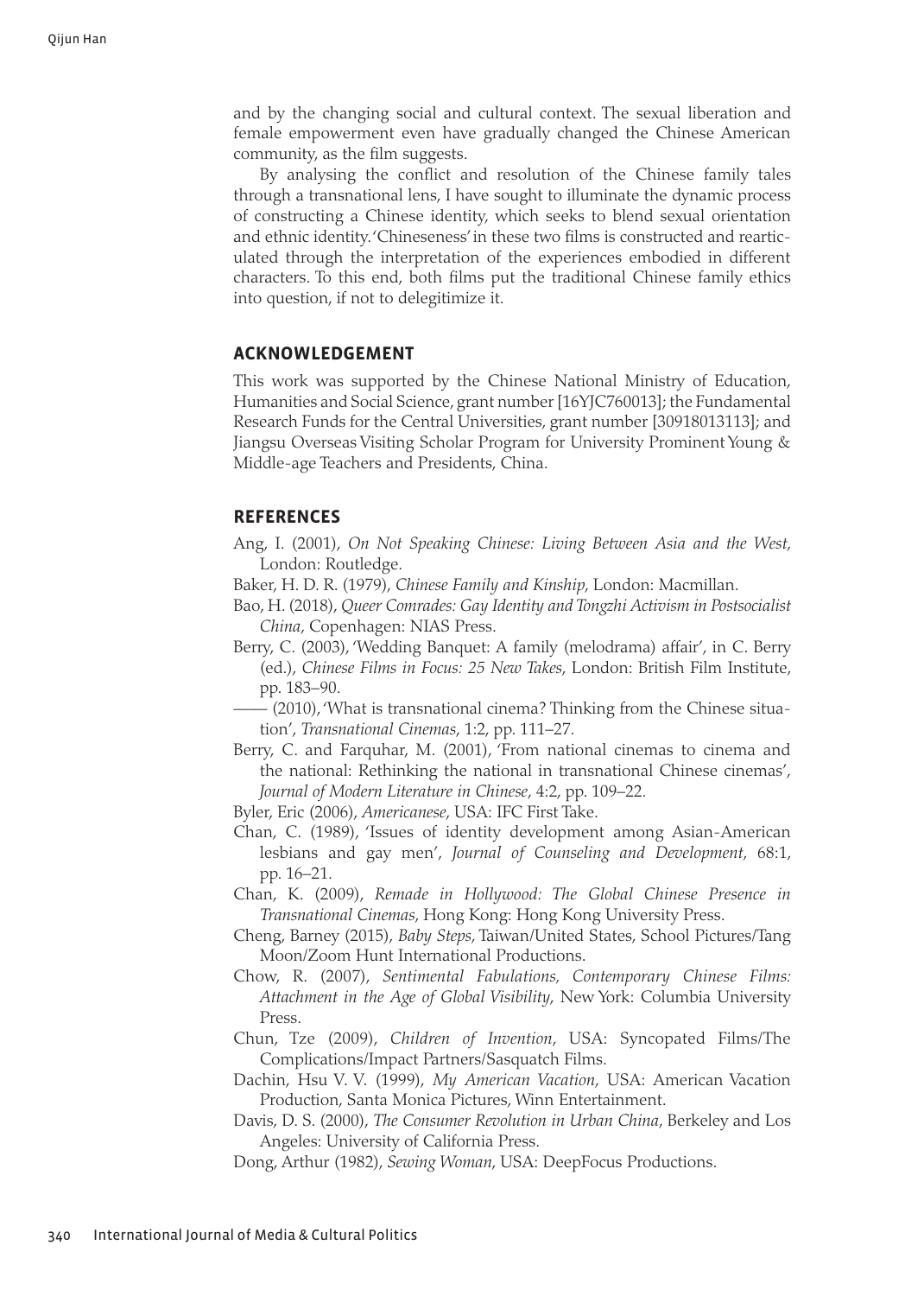and by the changing social and cultural context. The sexual liberation and female empowerment even have gradually changed the Chinese American community, as the film suggests.

By analysing the conflict and resolution of the Chinese family tales through a transnational lens, I have sought to illuminate the dynamic process of constructing a Chinese identity, which seeks to blend sexual orientation and ethnic identity. 'Chineseness' in these two films is constructed and rearticulated through the interpretation of the experiences embodied in different characters. To this end, both films put the traditional Chinese family ethics into question, if not to delegitimize it.

## ACKNOWLEDGEMENT

This work was supported by the Chinese National Ministry of Education, Humanities and Social Science, grant number [16YJC760013]; the Fundamental Research Funds for the Central Universities, grant number [30918013113]; and Jiangsu Overseas Visiting Scholar Program for University Prominent Young & Middle-age Teachers and Presidents, China.

## REFERENCES

Ang, I. (2001), *On Not Speaking Chinese: Living Between Asia and the West*, London: Routledge.

Baker, H. D. R. (1979), *Chinese Family and Kinship*, London: Macmillan.

Bao, H. (2018), *Queer Comrades: Gay Identity and Tongzhi Activism in Postsocialist China*, Copenhagen: NIAS Press.

Berry, C. (2003), 'Wedding Banquet: A family (melodrama) affair', in C. Berry (ed.), *Chinese Films in Focus: 25 New Takes*, London: British Film Institute, pp. 183–90.

—— (2010), 'What is transnational cinema? Thinking from the Chinese situation', *Transnational Cinemas*, 1:2, pp. 111–27.

Berry, C. and Farquhar, M. (2001), 'From national cinemas to cinema and the national: Rethinking the national in transnational Chinese cinemas', *Journal of Modern Literature in Chinese*, 4:2, pp. 109–22.

Byler, Eric (2006), *Americanese*, USA: IFC First Take.

Chan, C. (1989), 'Issues of identity development among Asian-American lesbians and gay men', *Journal of Counseling and Development*, 68:1, pp. 16–21.

Chan, K. (2009), *Remade in Hollywood: The Global Chinese Presence in Transnational Cinemas*, Hong Kong: Hong Kong University Press.

Cheng, Barney (2015), *Baby Steps*, Taiwan/United States, School Pictures/Tang Moon/Zoom Hunt International Productions.

Chow, R. (2007), *Sentimental Fabulations, Contemporary Chinese Films: Attachment in the Age of Global Visibility*, New York: Columbia University Press.

Chun, Tze (2009), *Children of Invention*, USA: Syncopated Films/The Complications/Impact Partners/Sasquatch Films.

Dachin, Hsu V. V. (1999), *My American Vacation*, USA: American Vacation Production, Santa Monica Pictures, Winn Entertainment.

Davis, D. S. (2000), *The Consumer Revolution in Urban China*, Berkeley and Los Angeles: University of California Press.

Dong, Arthur (1982), *Sewing Woman*, USA: DeepFocus Productions.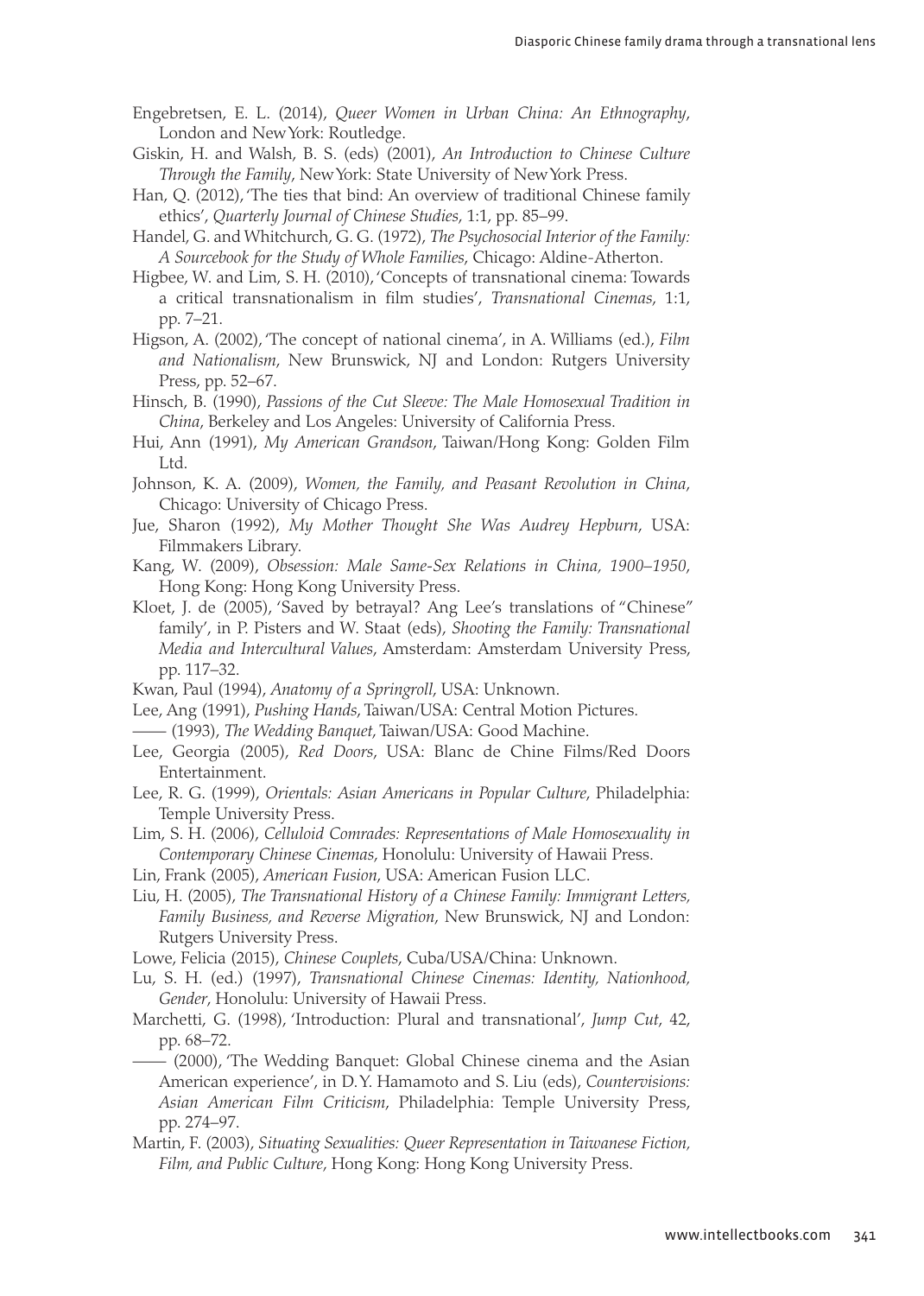Engebretsen, E. L. (2014), *Queer Women in Urban China: An Ethnography*, London and New York: Routledge.

Giskin, H. and Walsh, B. S. (eds) (2001), *An Introduction to Chinese Culture Through the Family*, New York: State University of New York Press.

Han, Q. (2012), 'The ties that bind: An overview of traditional Chinese family ethics', *Quarterly Journal of Chinese Studies*, 1:1, pp. 85–99.

Handel, G. and Whitchurch, G. G. (1972), *The Psychosocial Interior of the Family: A Sourcebook for the Study of Whole Families*, Chicago: Aldine-Atherton.

Higbee, W. and Lim, S. H. (2010), 'Concepts of transnational cinema: Towards a critical transnationalism in film studies', *Transnational Cinemas*, 1:1, pp. 7–21.

Higson, A. (2002), 'The concept of national cinema', in A. Williams (ed.), *Film and Nationalism*, New Brunswick, NJ and London: Rutgers University Press, pp. 52–67.

Hinsch, B. (1990), *Passions of the Cut Sleeve: The Male Homosexual Tradition in China*, Berkeley and Los Angeles: University of California Press.

Hui, Ann (1991), *My American Grandson*, Taiwan/Hong Kong: Golden Film Ltd.

Johnson, K. A. (2009), *Women, the Family, and Peasant Revolution in China*, Chicago: University of Chicago Press.

Jue, Sharon (1992), *My Mother Thought She Was Audrey Hepburn*, USA: Filmmakers Library.

Kang, W. (2009), *Obsession: Male Same-Sex Relations in China, 1900–1950*, Hong Kong: Hong Kong University Press.

Kloet, J. de (2005), 'Saved by betrayal? Ang Lee's translations of "Chinese" family', in P. Pisters and W. Staat (eds), *Shooting the Family: Transnational Media and Intercultural Values*, Amsterdam: Amsterdam University Press, pp. 117–32.

Kwan, Paul (1994), *Anatomy of a Springroll*, USA: Unknown.

Lee, Ang (1991), *Pushing Hands*, Taiwan/USA: Central Motion Pictures.

—— (1993), *The Wedding Banquet*, Taiwan/USA: Good Machine.

Lee, Georgia (2005), *Red Doors*, USA: Blanc de Chine Films/Red Doors Entertainment.

Lee, R. G. (1999), *Orientals: Asian Americans in Popular Culture*, Philadelphia: Temple University Press.

Lim, S. H. (2006), *Celluloid Comrades: Representations of Male Homosexuality in Contemporary Chinese Cinemas*, Honolulu: University of Hawaii Press.

Lin, Frank (2005), *American Fusion*, USA: American Fusion LLC.

Liu, H. (2005), *The Transnational History of a Chinese Family: Immigrant Letters, Family Business, and Reverse Migration*, New Brunswick, NJ and London: Rutgers University Press.

Lowe, Felicia (2015), *Chinese Couplets*, Cuba/USA/China: Unknown.

Lu, S. H. (ed.) (1997), *Transnational Chinese Cinemas: Identity, Nationhood, Gender*, Honolulu: University of Hawaii Press.

Marchetti, G. (1998), 'Introduction: Plural and transnational', *Jump Cut*, 42, pp. 68–72.

—— (2000), 'The Wedding Banquet: Global Chinese cinema and the Asian American experience', in D. Y. Hamamoto and S. Liu (eds), *Countervisions: Asian American Film Criticism*, Philadelphia: Temple University Press, pp. 274–97.

Martin, F. (2003), *Situating Sexualities: Queer Representation in Taiwanese Fiction, Film, and Public Culture*, Hong Kong: Hong Kong University Press.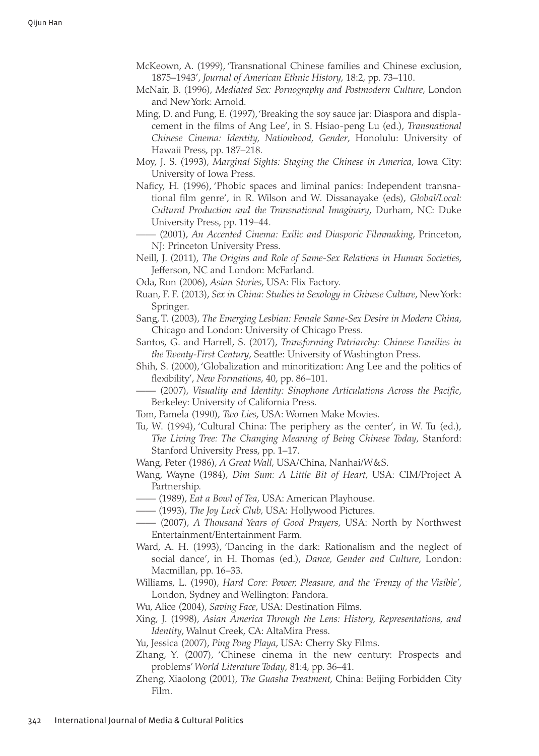McKeown, A. (1999), 'Transnational Chinese families and Chinese exclusion, 1875–1943', *Journal of American Ethnic History*, 18:2, pp. 73–110.

McNair, B. (1996), *Mediated Sex: Pornography and Postmodern Culture*, London and New York: Arnold.

Ming, D. and Fung, E. (1997), 'Breaking the soy sauce jar: Diaspora and displacement in the films of Ang Lee', in S. Hsiao-peng Lu (ed.), *Transnational Chinese Cinema: Identity, Nationhood, Gender*, Honolulu: University of Hawaii Press, pp. 187–218.

Moy, J. S. (1993), *Marginal Sights: Staging the Chinese in America*, Iowa City: University of Iowa Press.

Naficy, H. (1996), 'Phobic spaces and liminal panics: Independent transnational film genre', in R. Wilson and W. Dissanayake (eds), *Global/Local: Cultural Production and the Transnational Imaginary*, Durham, NC: Duke University Press, pp. 119–44.

—— (2001), *An Accented Cinema: Exilic and Diasporic Filmmaking*, Princeton, NJ: Princeton University Press.

Neill, J. (2011), *The Origins and Role of Same-Sex Relations in Human Societies*, Jefferson, NC and London: McFarland.

Oda, Ron (2006), *Asian Stories*, USA: Flix Factory.

Ruan, F. F. (2013), *Sex in China: Studies in Sexology in Chinese Culture*, New York: Springer.

Sang, T. (2003), *The Emerging Lesbian: Female Same-Sex Desire in Modern China*, Chicago and London: University of Chicago Press.

Santos, G. and Harrell, S. (2017), *Transforming Patriarchy: Chinese Families in the Twenty-First Century*, Seattle: University of Washington Press.

Shih, S. (2000), 'Globalization and minoritization: Ang Lee and the politics of flexibility', *New Formations*, 40, pp. 86–101.

—— (2007), *Visuality and Identity: Sinophone Articulations Across the Pacific*, Berkeley: University of California Press.

Tom, Pamela (1990), *Two Lies*, USA: Women Make Movies.

Tu, W. (1994), 'Cultural China: The periphery as the center', in W. Tu (ed.), *The Living Tree: The Changing Meaning of Being Chinese Today*, Stanford: Stanford University Press, pp. 1–17.

Wang, Peter (1986), *A Great Wall*, USA/China, Nanhai/W&S.

Wang, Wayne (1984), *Dim Sum: A Little Bit of Heart*, USA: CIM/Project A Partnership.

—— (1989), *Eat a Bowl of Tea*, USA: American Playhouse.

—— (1993), *The Joy Luck Club*, USA: Hollywood Pictures.

—— (2007), *A Thousand Years of Good Prayers*, USA: North by Northwest Entertainment/Entertainment Farm.

Ward, A. H. (1993), 'Dancing in the dark: Rationalism and the neglect of social dance', in H. Thomas (ed.), *Dance, Gender and Culture*, London: Macmillan, pp. 16–33.

Williams, L. (1990), *Hard Core: Power, Pleasure, and the 'Frenzy of the Visible'*, London, Sydney and Wellington: Pandora.

Wu, Alice (2004), *Saving Face*, USA: Destination Films.

Xing, J. (1998), *Asian America Through the Lens: History, Representations, and Identity*, Walnut Creek, CA: AltaMira Press.

Yu, Jessica (2007), *Ping Pong Playa*, USA: Cherry Sky Films.

Zhang, Y. (2007), 'Chinese cinema in the new century: Prospects and problems' *World Literature Today*, 81:4, pp. 36–41.

Zheng, Xiaolong (2001), *The Guasha Treatment*, China: Beijing Forbidden City Film.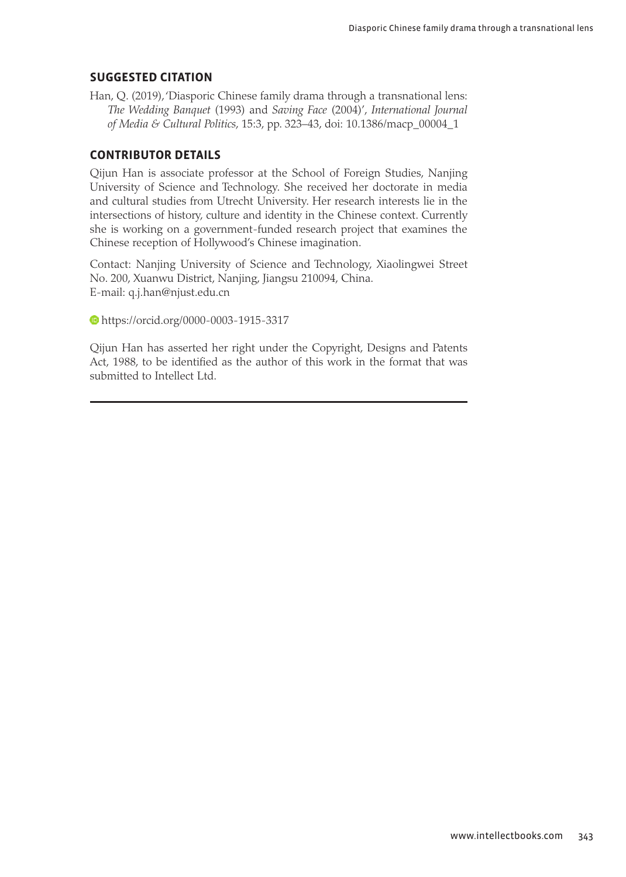## SUGGESTED CITATION

Han, Q. (2019), 'Diasporic Chinese family drama through a transnational lens: *The Wedding Banquet* (1993) and *Saving Face* (2004)', *International Journal of Media & Cultural Politics*, 15:3, pp. 323–43, doi: 10.1386/macp_00004_1

## CONTRIBUTOR DETAILS

Qijun Han is associate professor at the School of Foreign Studies, Nanjing University of Science and Technology. She received her doctorate in media and cultural studies from Utrecht University. Her research interests lie in the intersections of history, culture and identity in the Chinese context. Currently she is working on a government-funded research project that examines the Chinese reception of Hollywood's Chinese imagination.

Contact: Nanjing University of Science and Technology, Xiaolingwei Street No. 200, Xuanwu District, Nanjing, Jiangsu 210094, China.
E-mail: q.j.han@njust.edu.cn

https://orcid.org/0000-0003-1915-3317

Qijun Han has asserted her right under the Copyright, Designs and Patents Act, 1988, to be identified as the author of this work in the format that was submitted to Intellect Ltd.